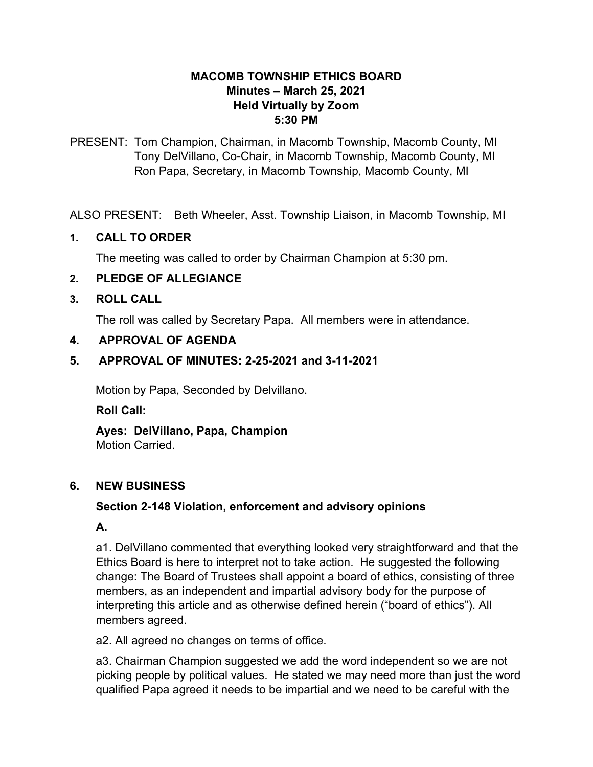# MACOMB TOWNSHIP ETHICS BOARD
## Minutes – March 25, 2021
## Held Virtually by Zoom
## 5:30 PM

PRESENT: Tom Champion, Chairman, in Macomb Township, Macomb County, MI
Tony DelVillano, Co-Chair, in Macomb Township, Macomb County, MI
Ron Papa, Secretary, in Macomb Township, Macomb County, MI

ALSO PRESENT: Beth Wheeler, Asst. Township Liaison, in Macomb Township, MI

**1. CALL TO ORDER**

The meeting was called to order by Chairman Champion at 5:30 pm.

**2. PLEDGE OF ALLEGIANCE**

**3. ROLL CALL**

The roll was called by Secretary Papa. All members were in attendance.

**4. APPROVAL OF AGENDA**

**5. APPROVAL OF MINUTES: 2-25-2021 and 3-11-2021**

Motion by Papa, Seconded by Delvillano.

**Roll Call:**

**Ayes: DelVillano, Papa, Champion**
Motion Carried.

**6. NEW BUSINESS**

**Section 2-148 Violation, enforcement and advisory opinions**

**A.**

a1. DelVillano commented that everything looked very straightforward and that the Ethics Board is here to interpret not to take action. He suggested the following change: The Board of Trustees shall appoint a board of ethics, consisting of three members, as an independent and impartial advisory body for the purpose of interpreting this article and as otherwise defined herein ("board of ethics"). All members agreed.

a2. All agreed no changes on terms of office.

a3. Chairman Champion suggested we add the word independent so we are not picking people by political values. He stated we may need more than just the word qualified Papa agreed it needs to be impartial and we need to be careful with the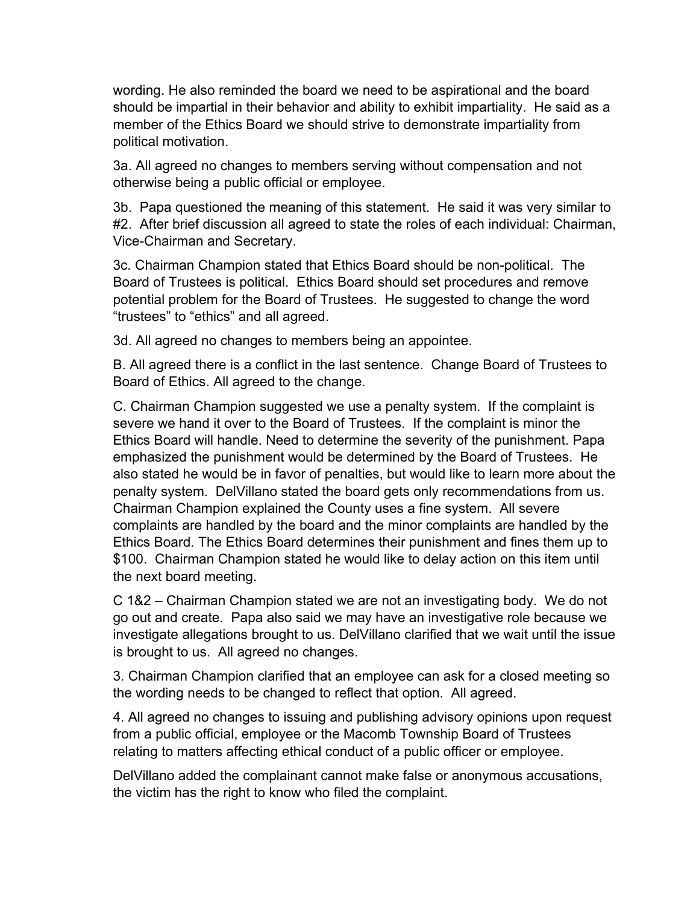wording. He also reminded the board we need to be aspirational and the board should be impartial in their behavior and ability to exhibit impartiality. He said as a member of the Ethics Board we should strive to demonstrate impartiality from political motivation.

3a. All agreed no changes to members serving without compensation and not otherwise being a public official or employee.

3b. Papa questioned the meaning of this statement. He said it was very similar to #2. After brief discussion all agreed to state the roles of each individual: Chairman, Vice-Chairman and Secretary.

3c. Chairman Champion stated that Ethics Board should be non-political. The Board of Trustees is political. Ethics Board should set procedures and remove potential problem for the Board of Trustees. He suggested to change the word "trustees" to "ethics" and all agreed.

3d. All agreed no changes to members being an appointee.

B. All agreed there is a conflict in the last sentence. Change Board of Trustees to Board of Ethics. All agreed to the change.

C. Chairman Champion suggested we use a penalty system. If the complaint is severe we hand it over to the Board of Trustees. If the complaint is minor the Ethics Board will handle. Need to determine the severity of the punishment. Papa emphasized the punishment would be determined by the Board of Trustees. He also stated he would be in favor of penalties, but would like to learn more about the penalty system. DelVillano stated the board gets only recommendations from us. Chairman Champion explained the County uses a fine system. All severe complaints are handled by the board and the minor complaints are handled by the Ethics Board. The Ethics Board determines their punishment and fines them up to $100. Chairman Champion stated he would like to delay action on this item until the next board meeting.

C 1&2 – Chairman Champion stated we are not an investigating body. We do not go out and create. Papa also said we may have an investigative role because we investigate allegations brought to us. DelVillano clarified that we wait until the issue is brought to us. All agreed no changes.

3. Chairman Champion clarified that an employee can ask for a closed meeting so the wording needs to be changed to reflect that option. All agreed.

4. All agreed no changes to issuing and publishing advisory opinions upon request from a public official, employee or the Macomb Township Board of Trustees relating to matters affecting ethical conduct of a public officer or employee.

DelVillano added the complainant cannot make false or anonymous accusations, the victim has the right to know who filed the complaint.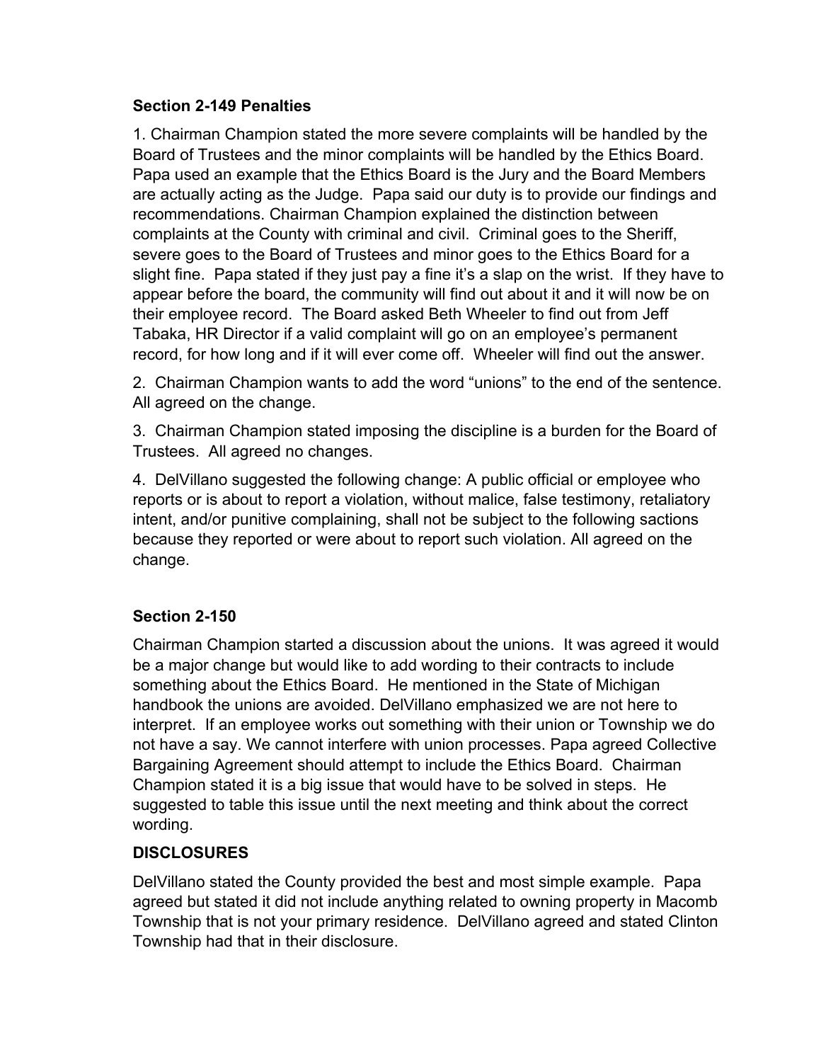**Section 2-149 Penalties**

1. Chairman Champion stated the more severe complaints will be handled by the Board of Trustees and the minor complaints will be handled by the Ethics Board. Papa used an example that the Ethics Board is the Jury and the Board Members are actually acting as the Judge. Papa said our duty is to provide our findings and recommendations. Chairman Champion explained the distinction between complaints at the County with criminal and civil. Criminal goes to the Sheriff, severe goes to the Board of Trustees and minor goes to the Ethics Board for a slight fine. Papa stated if they just pay a fine it's a slap on the wrist. If they have to appear before the board, the community will find out about it and it will now be on their employee record. The Board asked Beth Wheeler to find out from Jeff Tabaka, HR Director if a valid complaint will go on an employee's permanent record, for how long and if it will ever come off. Wheeler will find out the answer.

2. Chairman Champion wants to add the word "unions" to the end of the sentence. All agreed on the change.

3. Chairman Champion stated imposing the discipline is a burden for the Board of Trustees. All agreed no changes.

4. DelVillano suggested the following change: A public official or employee who reports or is about to report a violation, without malice, false testimony, retaliatory intent, and/or punitive complaining, shall not be subject to the following sactions because they reported or were about to report such violation. All agreed on the change.

**Section 2-150**

Chairman Champion started a discussion about the unions. It was agreed it would be a major change but would like to add wording to their contracts to include something about the Ethics Board. He mentioned in the State of Michigan handbook the unions are avoided. DelVillano emphasized we are not here to interpret. If an employee works out something with their union or Township we do not have a say. We cannot interfere with union processes. Papa agreed Collective Bargaining Agreement should attempt to include the Ethics Board. Chairman Champion stated it is a big issue that would have to be solved in steps. He suggested to table this issue until the next meeting and think about the correct wording.

**DISCLOSURES**

DelVillano stated the County provided the best and most simple example. Papa agreed but stated it did not include anything related to owning property in Macomb Township that is not your primary residence. DelVillano agreed and stated Clinton Township had that in their disclosure.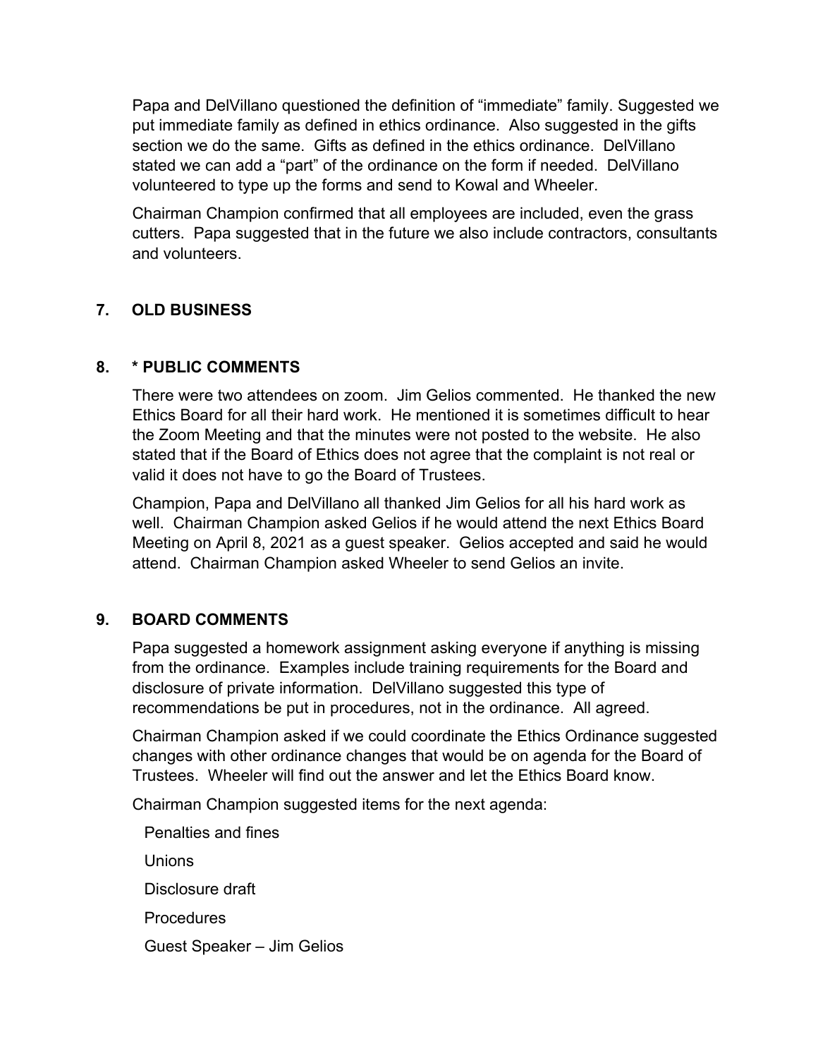Papa and DelVillano questioned the definition of "immediate" family. Suggested we put immediate family as defined in ethics ordinance. Also suggested in the gifts section we do the same. Gifts as defined in the ethics ordinance. DelVillano stated we can add a "part" of the ordinance on the form if needed. DelVillano volunteered to type up the forms and send to Kowal and Wheeler.

Chairman Champion confirmed that all employees are included, even the grass cutters. Papa suggested that in the future we also include contractors, consultants and volunteers.

## 7. OLD BUSINESS

## 8. * PUBLIC COMMENTS

There were two attendees on zoom. Jim Gelios commented. He thanked the new Ethics Board for all their hard work. He mentioned it is sometimes difficult to hear the Zoom Meeting and that the minutes were not posted to the website. He also stated that if the Board of Ethics does not agree that the complaint is not real or valid it does not have to go the Board of Trustees.

Champion, Papa and DelVillano all thanked Jim Gelios for all his hard work as well. Chairman Champion asked Gelios if he would attend the next Ethics Board Meeting on April 8, 2021 as a guest speaker. Gelios accepted and said he would attend. Chairman Champion asked Wheeler to send Gelios an invite.

## 9. BOARD COMMENTS

Papa suggested a homework assignment asking everyone if anything is missing from the ordinance. Examples include training requirements for the Board and disclosure of private information. DelVillano suggested this type of recommendations be put in procedures, not in the ordinance. All agreed.

Chairman Champion asked if we could coordinate the Ethics Ordinance suggested changes with other ordinance changes that would be on agenda for the Board of Trustees. Wheeler will find out the answer and let the Ethics Board know.

Chairman Champion suggested items for the next agenda:

Penalties and fines

Unions

Disclosure draft

Procedures

Guest Speaker – Jim Gelios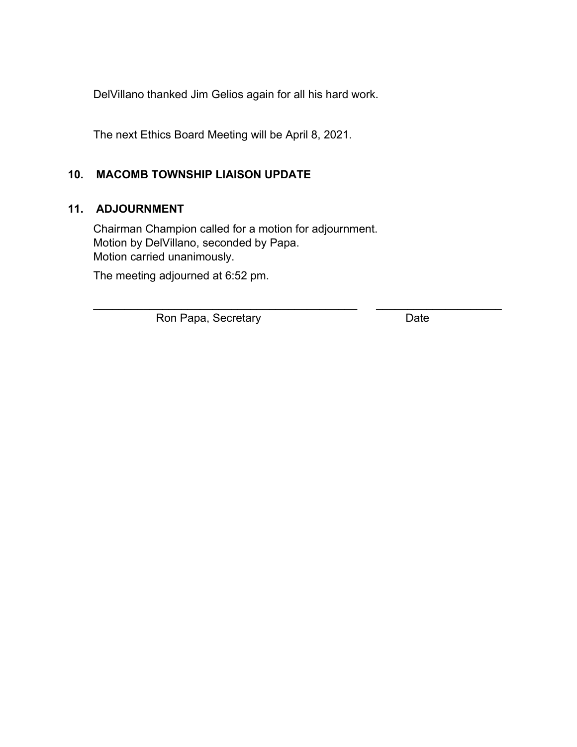DelVillano thanked Jim Gelios again for all his hard work.

The next Ethics Board Meeting will be April 8, 2021.

## 10. MACOMB TOWNSHIP LIAISON UPDATE

## 11. ADJOURNMENT

Chairman Champion called for a motion for adjournment.
Motion by DelVillano, seconded by Papa.
Motion carried unanimously.

The meeting adjourned at 6:52 pm.

\_\_\_\_\_\_\_\_\_\_\_\_\_\_\_\_\_\_\_\_\_\_\_\_\_\_\_\_\_\_\_\_\_\_\_\_\_\_\_\_\_\_\_\_ \_\_\_\_\_\_\_\_\_\_\_\_\_\_\_\_\_\_\_\_\_
Ron Papa, Secretary Date